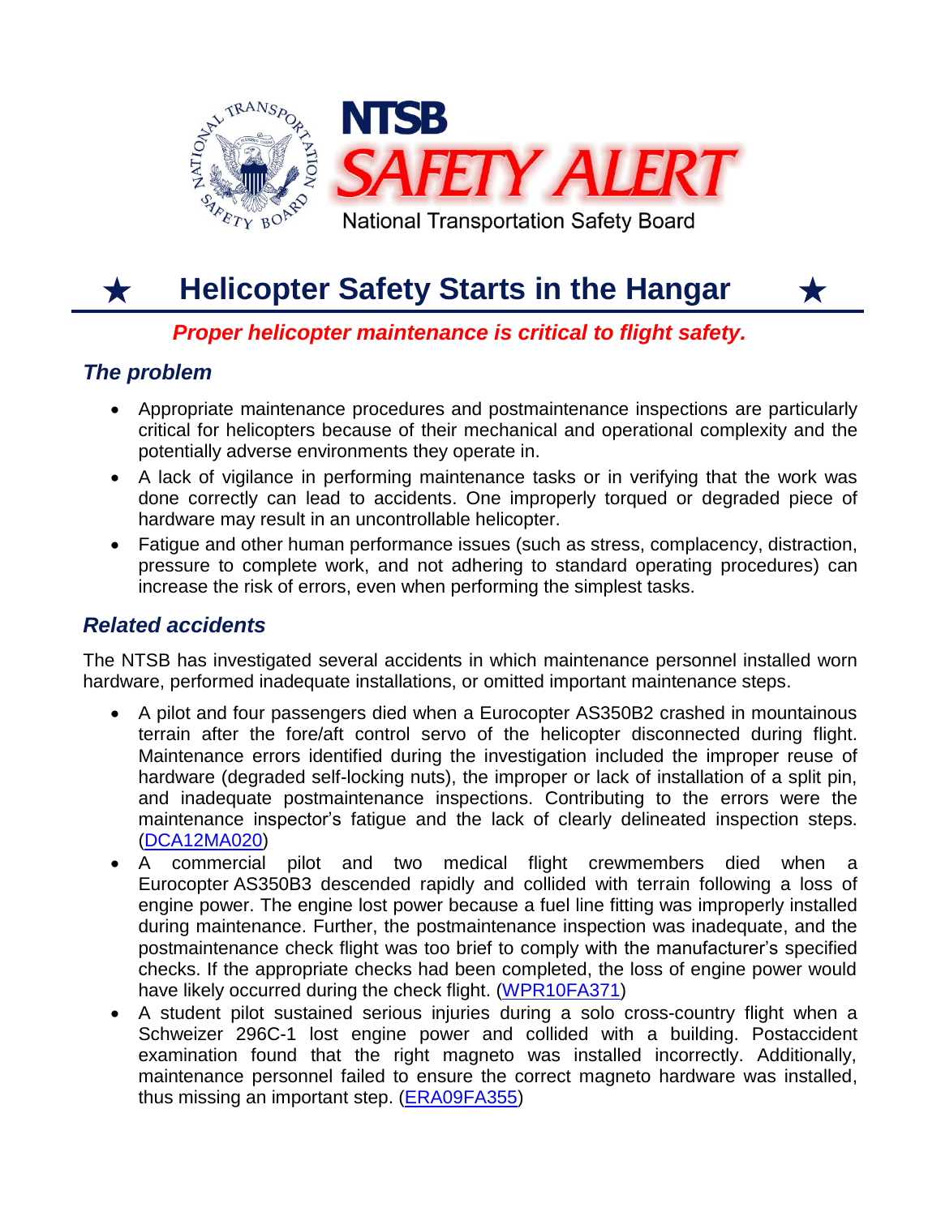# NTSB SAFETY ALERT

National Transportation Safety Board

## ★ Helicopter Safety Starts in the Hangar ★

***Proper helicopter maintenance is critical to flight safety.***

### *The problem*

- Appropriate maintenance procedures and postmaintenance inspections are particularly critical for helicopters because of their mechanical and operational complexity and the potentially adverse environments they operate in.
- A lack of vigilance in performing maintenance tasks or in verifying that the work was done correctly can lead to accidents. One improperly torqued or degraded piece of hardware may result in an uncontrollable helicopter.
- Fatigue and other human performance issues (such as stress, complacency, distraction, pressure to complete work, and not adhering to standard operating procedures) can increase the risk of errors, even when performing the simplest tasks.

### *Related accidents*

The NTSB has investigated several accidents in which maintenance personnel installed worn hardware, performed inadequate installations, or omitted important maintenance steps.

- A pilot and four passengers died when a Eurocopter AS350B2 crashed in mountainous terrain after the fore/aft control servo of the helicopter disconnected during flight. Maintenance errors identified during the investigation included the improper reuse of hardware (degraded self-locking nuts), the improper or lack of installation of a split pin, and inadequate postmaintenance inspections. Contributing to the errors were the maintenance inspector's fatigue and the lack of clearly delineated inspection steps. (DCA12MA020)
- A commercial pilot and two medical flight crewmembers died when a Eurocopter AS350B3 descended rapidly and collided with terrain following a loss of engine power. The engine lost power because a fuel line fitting was improperly installed during maintenance. Further, the postmaintenance inspection was inadequate, and the postmaintenance check flight was too brief to comply with the manufacturer's specified checks. If the appropriate checks had been completed, the loss of engine power would have likely occurred during the check flight. (WPR10FA371)
- A student pilot sustained serious injuries during a solo cross-country flight when a Schweizer 296C-1 lost engine power and collided with a building. Postaccident examination found that the right magneto was installed incorrectly. Additionally, maintenance personnel failed to ensure the correct magneto hardware was installed, thus missing an important step. (ERA09FA355)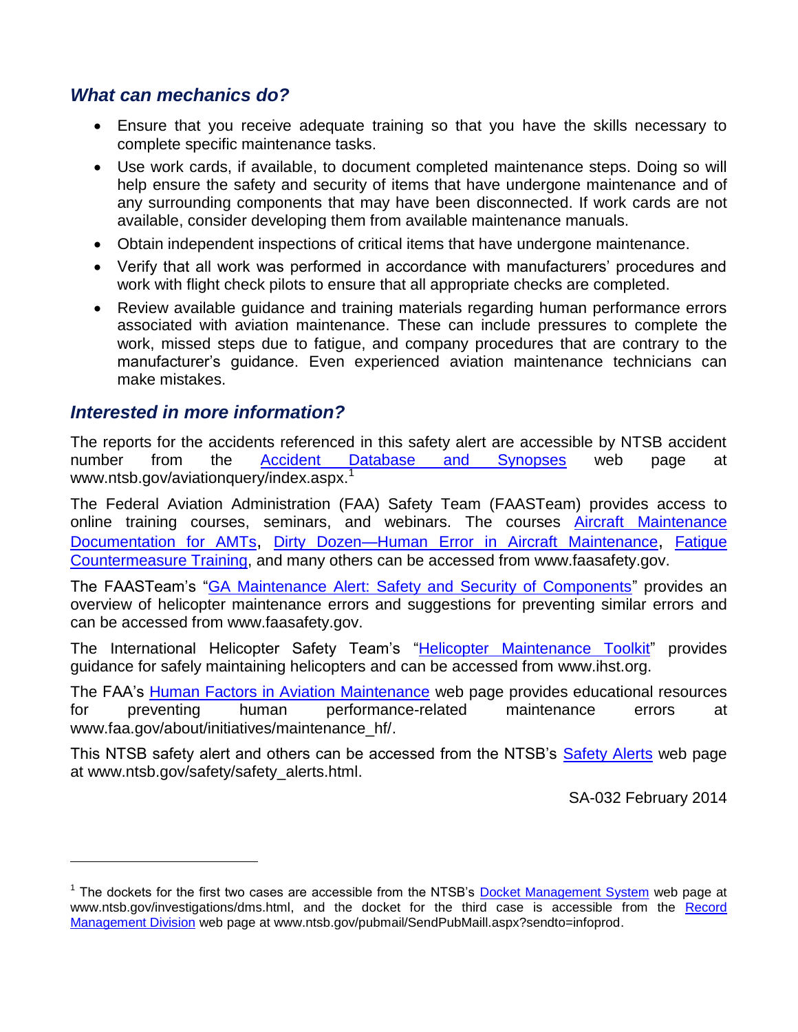## *What can mechanics do?*

- Ensure that you receive adequate training so that you have the skills necessary to complete specific maintenance tasks.
- Use work cards, if available, to document completed maintenance steps. Doing so will help ensure the safety and security of items that have undergone maintenance and of any surrounding components that may have been disconnected. If work cards are not available, consider developing them from available maintenance manuals.
- Obtain independent inspections of critical items that have undergone maintenance.
- Verify that all work was performed in accordance with manufacturers' procedures and work with flight check pilots to ensure that all appropriate checks are completed.
- Review available guidance and training materials regarding human performance errors associated with aviation maintenance. These can include pressures to complete the work, missed steps due to fatigue, and company procedures that are contrary to the manufacturer's guidance. Even experienced aviation maintenance technicians can make mistakes.

## *Interested in more information?*

The reports for the accidents referenced in this safety alert are accessible by NTSB accident number from the Accident Database and Synopses web page at www.ntsb.gov/aviationquery/index.aspx.[1]

The Federal Aviation Administration (FAA) Safety Team (FAASTeam) provides access to online training courses, seminars, and webinars. The courses Aircraft Maintenance Documentation for AMTs, Dirty Dozen—Human Error in Aircraft Maintenance, Fatigue Countermeasure Training, and many others can be accessed from www.faasafety.gov.

The FAASTeam's "GA Maintenance Alert: Safety and Security of Components" provides an overview of helicopter maintenance errors and suggestions for preventing similar errors and can be accessed from www.faasafety.gov.

The International Helicopter Safety Team's "Helicopter Maintenance Toolkit" provides guidance for safely maintaining helicopters and can be accessed from www.ihst.org.

The FAA's Human Factors in Aviation Maintenance web page provides educational resources for preventing human performance-related maintenance errors at www.faa.gov/about/initiatives/maintenance_hf/.

This NTSB safety alert and others can be accessed from the NTSB's Safety Alerts web page at www.ntsb.gov/safety/safety_alerts.html.

SA-032 February 2014

---

[1] The dockets for the first two cases are accessible from the NTSB's Docket Management System web page at www.ntsb.gov/investigations/dms.html, and the docket for the third case is accessible from the Record Management Division web page at www.ntsb.gov/pubmail/SendPubMaill.aspx?sendto=infoprod.